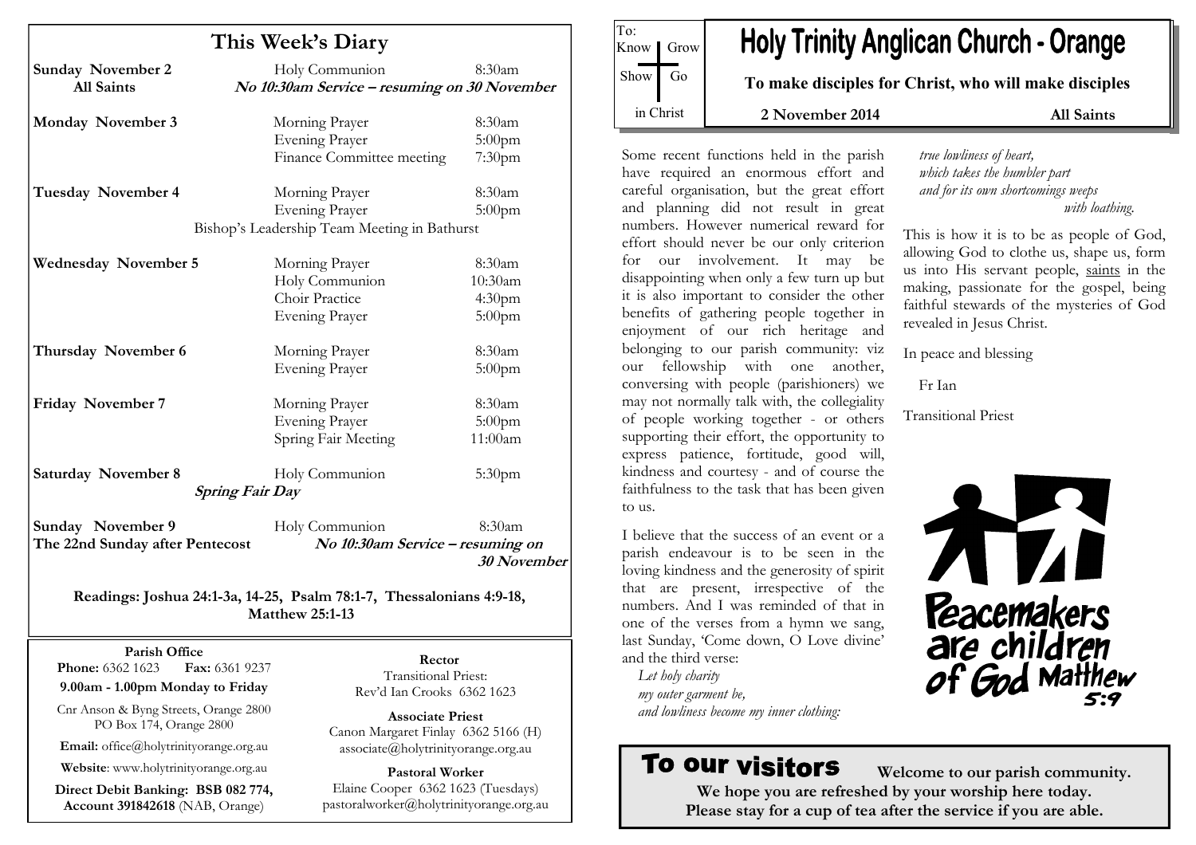# Holy Trinity Anglican Church - Orange

To: Know | Grow | Show | Go in Christ

**To make disciples for Christ, who will make disciples**

**2 November 2014** **All Saints**

Some recent functions held in the parish have required an enormous effort and careful organisation, but the great effort and planning did not result in great numbers. However numerical reward for effort should never be our only criterion for our involvement. It may be disappointing when only a few turn up but it is also important to consider the other benefits of gathering people together in enjoyment of our rich heritage and belonging to our parish community: viz our fellowship with one another, conversing with people (parishioners) we may not normally talk with, the collegiality of people working together - or others supporting their effort, the opportunity to express patience, fortitude, good will, kindness and courtesy - and of course the faithfulness to the task that has been given to us.

I believe that the success of an event or a parish endeavour is to be seen in the loving kindness and the generosity of spirit that are present, irrespective of the numbers. And I was reminded of that in one of the verses from a hymn we sang, last Sunday, 'Come down, O Love divine' and the third verse:

*Let holy charity*
*my outer garment be,*
*and lowliness become my inner clothing:*
*true lowliness of heart,*
*which takes the humbler part*
*and for its own shortcomings weeps*
*with loathing.*

This is how it is to be as people of God, allowing God to clothe us, shape us, form us into His servant people, saints in the making, passionate for the gospel, being faithful stewards of the mysteries of God revealed in Jesus Christ.

In peace and blessing

Fr Ian

Transitional Priest

Peacemakers are children of God Matthew 5:9

## To our visitors

**Welcome to our parish community.**
**We hope you are refreshed by your worship here today.**
**Please stay for a cup of tea after the service if you are able.**

## This Week's Diary

| | | |
|---|---|---|
| **Sunday November 2** | Holy Communion | 8:30am |
| **All Saints** | ***No 10:30am Service – resuming on 30 November*** | |
| **Monday November 3** | Morning Prayer | 8:30am |
| | Evening Prayer | 5:00pm |
| | Finance Committee meeting | 7:30pm |
| **Tuesday November 4** | Morning Prayer | 8:30am |
| | Evening Prayer | 5:00pm |
| | Bishop's Leadership Team Meeting in Bathurst | |
| **Wednesday November 5** | Morning Prayer | 8:30am |
| | Holy Communion | 10:30am |
| | Choir Practice | 4:30pm |
| | Evening Prayer | 5:00pm |
| **Thursday November 6** | Morning Prayer | 8:30am |
| | Evening Prayer | 5:00pm |
| **Friday November 7** | Morning Prayer | 8:30am |
| | Evening Prayer | 5:00pm |
| | Spring Fair Meeting | 11:00am |
| **Saturday November 8** | Holy Communion | 5:30pm |
| ***Spring Fair Day*** | | |
| **Sunday November 9** | Holy Communion | 8:30am |
| **The 22nd Sunday after Pentecost** | ***No 10:30am Service – resuming on 30 November*** | |

**Readings: Joshua 24:1-3a, 14-25, Psalm 78:1-7, Thessalonians 4:9-18, Matthew 25:1-13**

**Parish Office**
**Phone:** 6362 1623 **Fax:** 6361 9237
**9.00am - 1.00pm Monday to Friday**
Cnr Anson & Byng Streets, Orange 2800
PO Box 174, Orange 2800
**Email:** office@holytrinityorange.org.au
**Website**: www.holytrinityorange.org.au
**Direct Debit Banking: BSB 082 774, Account 391842618** (NAB, Orange)

**Rector**
Transitional Priest:
Rev'd Ian Crooks 6362 1623

**Associate Priest**
Canon Margaret Finlay 6362 5166 (H)
associate@holytrinityorange.org.au

**Pastoral Worker**
Elaine Cooper 6362 1623 (Tuesdays)
pastoralworker@holytrinityorange.org.au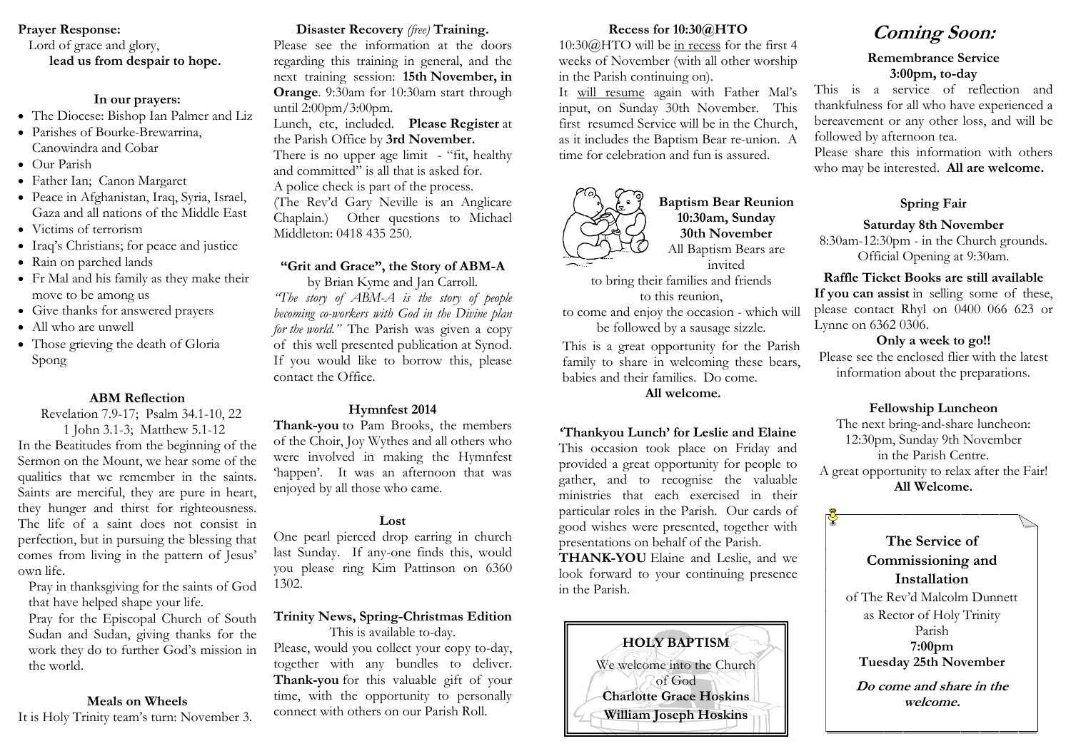**Prayer Response:**

Lord of grace and glory,
**lead us from despair to hope.**

### In our prayers:

- The Diocese: Bishop Ian Palmer and Liz
- Parishes of Bourke-Brewarrina, Canowindra and Cobar
- Our Parish
- Father Ian; Canon Margaret
- Peace in Afghanistan, Iraq, Syria, Israel, Gaza and all nations of the Middle East
- Victims of terrorism
- Iraq's Christians; for peace and justice
- Rain on parched lands
- Fr Mal and his family as they make their move to be among us
- Give thanks for answered prayers
- All who are unwell
- Those grieving the death of Gloria Spong

### ABM Reflection

Revelation 7.9-17; Psalm 34.1-10, 22
1 John 3.1-3; Matthew 5.1-12

In the Beatitudes from the beginning of the Sermon on the Mount, we hear some of the qualities that we remember in the saints. Saints are merciful, they are pure in heart, they hunger and thirst for righteousness. The life of a saint does not consist in perfection, but in pursuing the blessing that comes from living in the pattern of Jesus' own life.

Pray in thanksgiving for the saints of God that have helped shape your life.

Pray for the Episcopal Church of South Sudan and Sudan, giving thanks for the work they do to further God's mission in the world.

### Meals on Wheels

It is Holy Trinity team's turn: November 3.

### Disaster Recovery *(free)* Training.

Please see the information at the doors regarding this training in general, and the next training session: **15th November, in Orange**. 9:30am for 10:30am start through until 2:00pm/3:00pm.

Lunch, etc, included. **Please Register** at the Parish Office by **3rd November.**

There is no upper age limit - "fit, healthy and committed" is all that is asked for.

A police check is part of the process.

(The Rev'd Gary Neville is an Anglicare Chaplain.) Other questions to Michael Middleton: 0418 435 250.

### "Grit and Grace", the Story of ABM-A

by Brian Kyme and Jan Carroll.

*"The story of ABM-A is the story of people becoming co-workers with God in the Divine plan for the world."* The Parish was given a copy of this well presented publication at Synod. If you would like to borrow this, please contact the Office.

### Hymnfest 2014

**Thank-you** to Pam Brooks, the members of the Choir, Joy Wythes and all others who were involved in making the Hymnfest 'happen'. It was an afternoon that was enjoyed by all those who came.

### Lost

One pearl pierced drop earring in church last Sunday. If any-one finds this, would you please ring Kim Pattinson on 6360 1302.

### Trinity News, Spring-Christmas Edition

This is available to-day.

Please, would you collect your copy to-day, together with any bundles to deliver. **Thank-you** for this valuable gift of your time, with the opportunity to personally connect with others on our Parish Roll.

### Recess for 10:30@HTO

10:30@HTO will be in recess for the first 4 weeks of November (with all other worship in the Parish continuing on).

It will resume again with Father Mal's input, on Sunday 30th November. This first resumed Service will be in the Church, as it includes the Baptism Bear re-union. A time for celebration and fun is assured.

**Baptism Bear Reunion**
**10:30am, Sunday**
**30th November**

All Baptism Bears are invited to bring their families and friends to this reunion, to come and enjoy the occasion - which will be followed by a sausage sizzle.

This is a great opportunity for the Parish family to share in welcoming these bears, babies and their families. Do come.

**All welcome.**

### 'Thankyou Lunch' for Leslie and Elaine

This occasion took place on Friday and provided a great opportunity for people to gather, and to recognise the valuable ministries that each exercised in their particular roles in the Parish. Our cards of good wishes were presented, together with presentations on behalf of the Parish.

**THANK-YOU** Elaine and Leslie, and we look forward to your continuing presence in the Parish.

### HOLY BAPTISM

We welcome into the Church of God
**Charlotte Grace Hoskins**
**William Joseph Hoskins**

## Coming Soon:

### Remembrance Service
**3:00pm, to-day**

This is a service of reflection and thankfulness for all who have experienced a bereavement or any other loss, and will be followed by afternoon tea.

Please share this information with others who may be interested. **All are welcome.**

### Spring Fair

**Saturday 8th November**

8:30am-12:30pm - in the Church grounds.
Official Opening at 9:30am.

**Raffle Ticket Books are still available**

**If you can assist** in selling some of these, please contact Rhyl on 0400 066 623 or Lynne on 6362 0306.

**Only a week to go!!**

Please see the enclosed flier with the latest information about the preparations.

### Fellowship Luncheon

The next bring-and-share luncheon:
12:30pm, Sunday 9th November
in the Parish Centre.
A great opportunity to relax after the Fair!
**All Welcome.**

### The Service of Commissioning and Installation

of The Rev'd Malcolm Dunnett
as Rector of Holy Trinity Parish
**7:00pm**
**Tuesday 25th November**

***Do come and share in the welcome.***